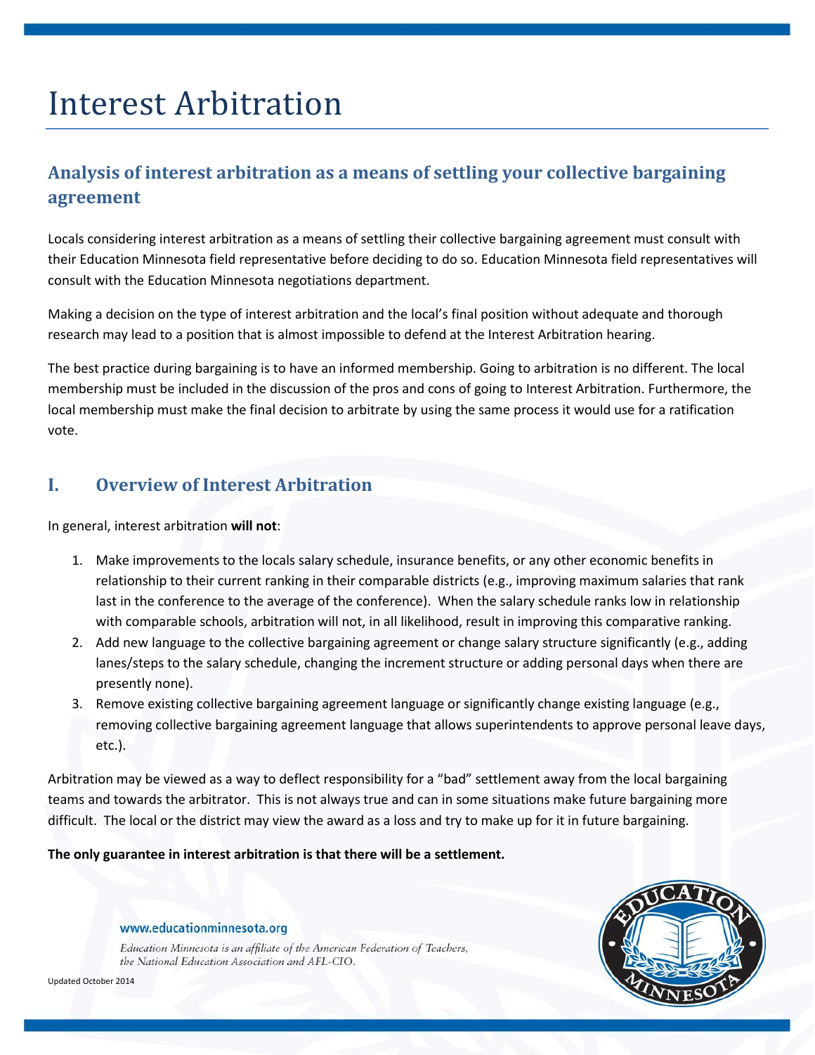# Interest Arbitration

## Analysis of interest arbitration as a means of settling your collective bargaining agreement

Locals considering interest arbitration as a means of settling their collective bargaining agreement must consult with their Education Minnesota field representative before deciding to do so. Education Minnesota field representatives will consult with the Education Minnesota negotiations department.

Making a decision on the type of interest arbitration and the local's final position without adequate and thorough research may lead to a position that is almost impossible to defend at the Interest Arbitration hearing.

The best practice during bargaining is to have an informed membership. Going to arbitration is no different. The local membership must be included in the discussion of the pros and cons of going to Interest Arbitration. Furthermore, the local membership must make the final decision to arbitrate by using the same process it would use for a ratification vote.

## I. Overview of Interest Arbitration

In general, interest arbitration **will not**:

1. Make improvements to the locals salary schedule, insurance benefits, or any other economic benefits in relationship to their current ranking in their comparable districts (e.g., improving maximum salaries that rank last in the conference to the average of the conference). When the salary schedule ranks low in relationship with comparable schools, arbitration will not, in all likelihood, result in improving this comparative ranking.
2. Add new language to the collective bargaining agreement or change salary structure significantly (e.g., adding lanes/steps to the salary schedule, changing the increment structure or adding personal days when there are presently none).
3. Remove existing collective bargaining agreement language or significantly change existing language (e.g., removing collective bargaining agreement language that allows superintendents to approve personal leave days, etc.).

Arbitration may be viewed as a way to deflect responsibility for a "bad" settlement away from the local bargaining teams and towards the arbitrator. This is not always true and can in some situations make future bargaining more difficult. The local or the district may view the award as a loss and try to make up for it in future bargaining.

**The only guarantee in interest arbitration is that there will be a settlement.**

www.educationminnesota.org

*Education Minnesota is an affiliate of the American Federation of Teachers, the National Education Association and AFL-CIO.*

Updated October 2014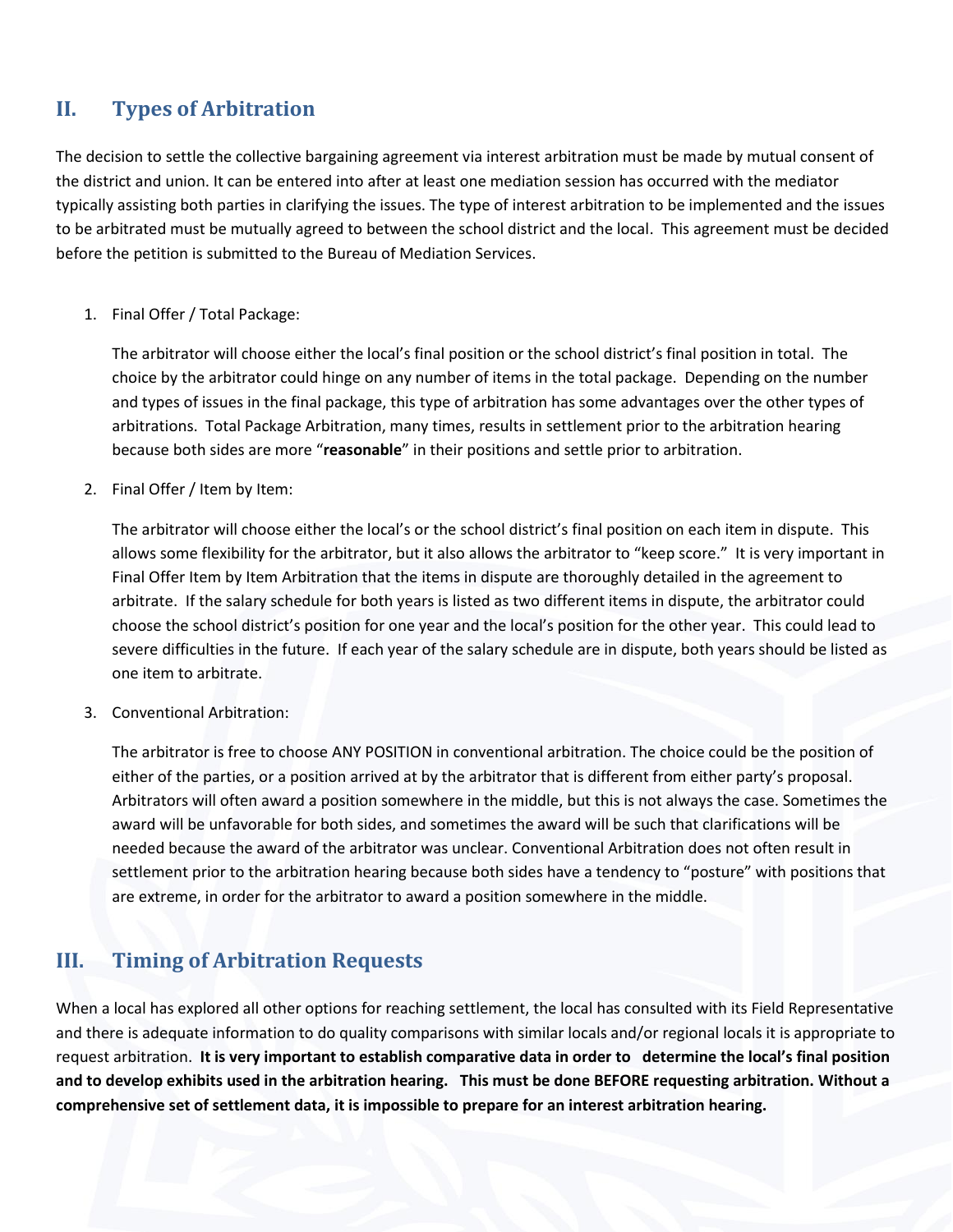## II. Types of Arbitration

The decision to settle the collective bargaining agreement via interest arbitration must be made by mutual consent of the district and union. It can be entered into after at least one mediation session has occurred with the mediator typically assisting both parties in clarifying the issues. The type of interest arbitration to be implemented and the issues to be arbitrated must be mutually agreed to between the school district and the local. This agreement must be decided before the petition is submitted to the Bureau of Mediation Services.

1. Final Offer / Total Package:

   The arbitrator will choose either the local's final position or the school district's final position in total. The choice by the arbitrator could hinge on any number of items in the total package. Depending on the number and types of issues in the final package, this type of arbitration has some advantages over the other types of arbitrations. Total Package Arbitration, many times, results in settlement prior to the arbitration hearing because both sides are more "**reasonable**" in their positions and settle prior to arbitration.

2. Final Offer / Item by Item:

   The arbitrator will choose either the local's or the school district's final position on each item in dispute. This allows some flexibility for the arbitrator, but it also allows the arbitrator to "keep score." It is very important in Final Offer Item by Item Arbitration that the items in dispute are thoroughly detailed in the agreement to arbitrate. If the salary schedule for both years is listed as two different items in dispute, the arbitrator could choose the school district's position for one year and the local's position for the other year. This could lead to severe difficulties in the future. If each year of the salary schedule are in dispute, both years should be listed as one item to arbitrate.

3. Conventional Arbitration:

   The arbitrator is free to choose ANY POSITION in conventional arbitration. The choice could be the position of either of the parties, or a position arrived at by the arbitrator that is different from either party's proposal. Arbitrators will often award a position somewhere in the middle, but this is not always the case. Sometimes the award will be unfavorable for both sides, and sometimes the award will be such that clarifications will be needed because the award of the arbitrator was unclear. Conventional Arbitration does not often result in settlement prior to the arbitration hearing because both sides have a tendency to "posture" with positions that are extreme, in order for the arbitrator to award a position somewhere in the middle.

## III. Timing of Arbitration Requests

When a local has explored all other options for reaching settlement, the local has consulted with its Field Representative and there is adequate information to do quality comparisons with similar locals and/or regional locals it is appropriate to request arbitration. **It is very important to establish comparative data in order to determine the local's final position and to develop exhibits used in the arbitration hearing. This must be done BEFORE requesting arbitration. Without a comprehensive set of settlement data, it is impossible to prepare for an interest arbitration hearing.**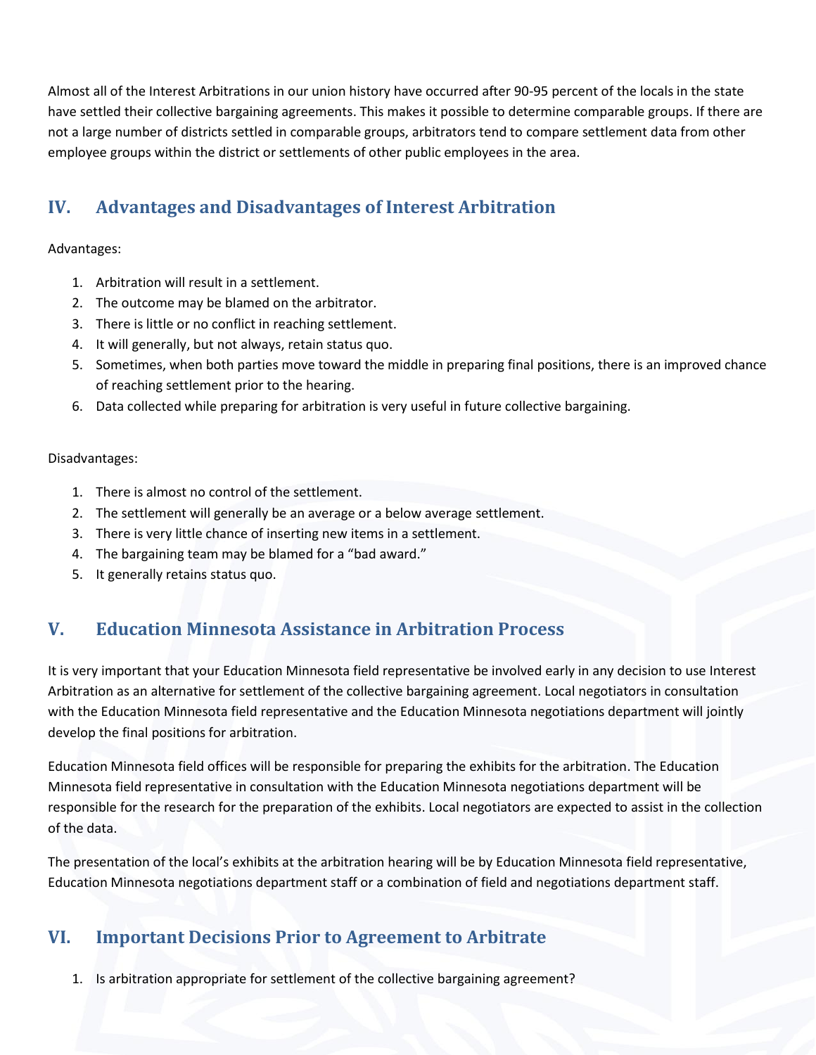Almost all of the Interest Arbitrations in our union history have occurred after 90-95 percent of the locals in the state have settled their collective bargaining agreements. This makes it possible to determine comparable groups. If there are not a large number of districts settled in comparable groups, arbitrators tend to compare settlement data from other employee groups within the district or settlements of other public employees in the area.

## IV. Advantages and Disadvantages of Interest Arbitration

Advantages:

1. Arbitration will result in a settlement.
2. The outcome may be blamed on the arbitrator.
3. There is little or no conflict in reaching settlement.
4. It will generally, but not always, retain status quo.
5. Sometimes, when both parties move toward the middle in preparing final positions, there is an improved chance of reaching settlement prior to the hearing.
6. Data collected while preparing for arbitration is very useful in future collective bargaining.

Disadvantages:

1. There is almost no control of the settlement.
2. The settlement will generally be an average or a below average settlement.
3. There is very little chance of inserting new items in a settlement.
4. The bargaining team may be blamed for a "bad award."
5. It generally retains status quo.

## V. Education Minnesota Assistance in Arbitration Process

It is very important that your Education Minnesota field representative be involved early in any decision to use Interest Arbitration as an alternative for settlement of the collective bargaining agreement. Local negotiators in consultation with the Education Minnesota field representative and the Education Minnesota negotiations department will jointly develop the final positions for arbitration.

Education Minnesota field offices will be responsible for preparing the exhibits for the arbitration. The Education Minnesota field representative in consultation with the Education Minnesota negotiations department will be responsible for the research for the preparation of the exhibits. Local negotiators are expected to assist in the collection of the data.

The presentation of the local's exhibits at the arbitration hearing will be by Education Minnesota field representative, Education Minnesota negotiations department staff or a combination of field and negotiations department staff.

## VI. Important Decisions Prior to Agreement to Arbitrate

1. Is arbitration appropriate for settlement of the collective bargaining agreement?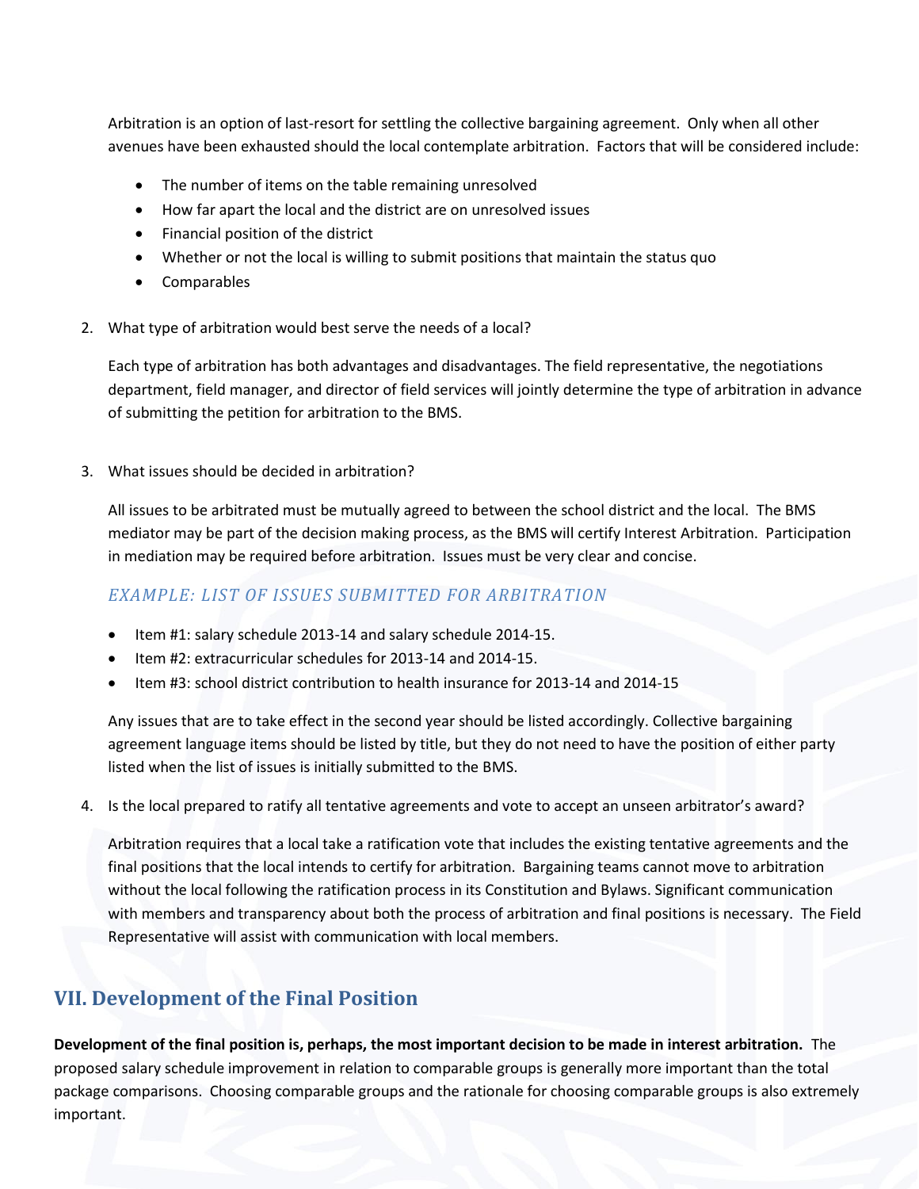Arbitration is an option of last-resort for settling the collective bargaining agreement. Only when all other avenues have been exhausted should the local contemplate arbitration. Factors that will be considered include:

- The number of items on the table remaining unresolved
- How far apart the local and the district are on unresolved issues
- Financial position of the district
- Whether or not the local is willing to submit positions that maintain the status quo
- Comparables

2. What type of arbitration would best serve the needs of a local?

   Each type of arbitration has both advantages and disadvantages. The field representative, the negotiations department, field manager, and director of field services will jointly determine the type of arbitration in advance of submitting the petition for arbitration to the BMS.

3. What issues should be decided in arbitration?

   All issues to be arbitrated must be mutually agreed to between the school district and the local. The BMS mediator may be part of the decision making process, as the BMS will certify Interest Arbitration. Participation in mediation may be required before arbitration. Issues must be very clear and concise.

   *EXAMPLE: LIST OF ISSUES SUBMITTED FOR ARBITRATION*

   - Item #1: salary schedule 2013-14 and salary schedule 2014-15.
   - Item #2: extracurricular schedules for 2013-14 and 2014-15.
   - Item #3: school district contribution to health insurance for 2013-14 and 2014-15

   Any issues that are to take effect in the second year should be listed accordingly. Collective bargaining agreement language items should be listed by title, but they do not need to have the position of either party listed when the list of issues is initially submitted to the BMS.

4. Is the local prepared to ratify all tentative agreements and vote to accept an unseen arbitrator's award?

   Arbitration requires that a local take a ratification vote that includes the existing tentative agreements and the final positions that the local intends to certify for arbitration. Bargaining teams cannot move to arbitration without the local following the ratification process in its Constitution and Bylaws. Significant communication with members and transparency about both the process of arbitration and final positions is necessary. The Field Representative will assist with communication with local members.

## VII. Development of the Final Position

**Development of the final position is, perhaps, the most important decision to be made in interest arbitration.** The proposed salary schedule improvement in relation to comparable groups is generally more important than the total package comparisons. Choosing comparable groups and the rationale for choosing comparable groups is also extremely important.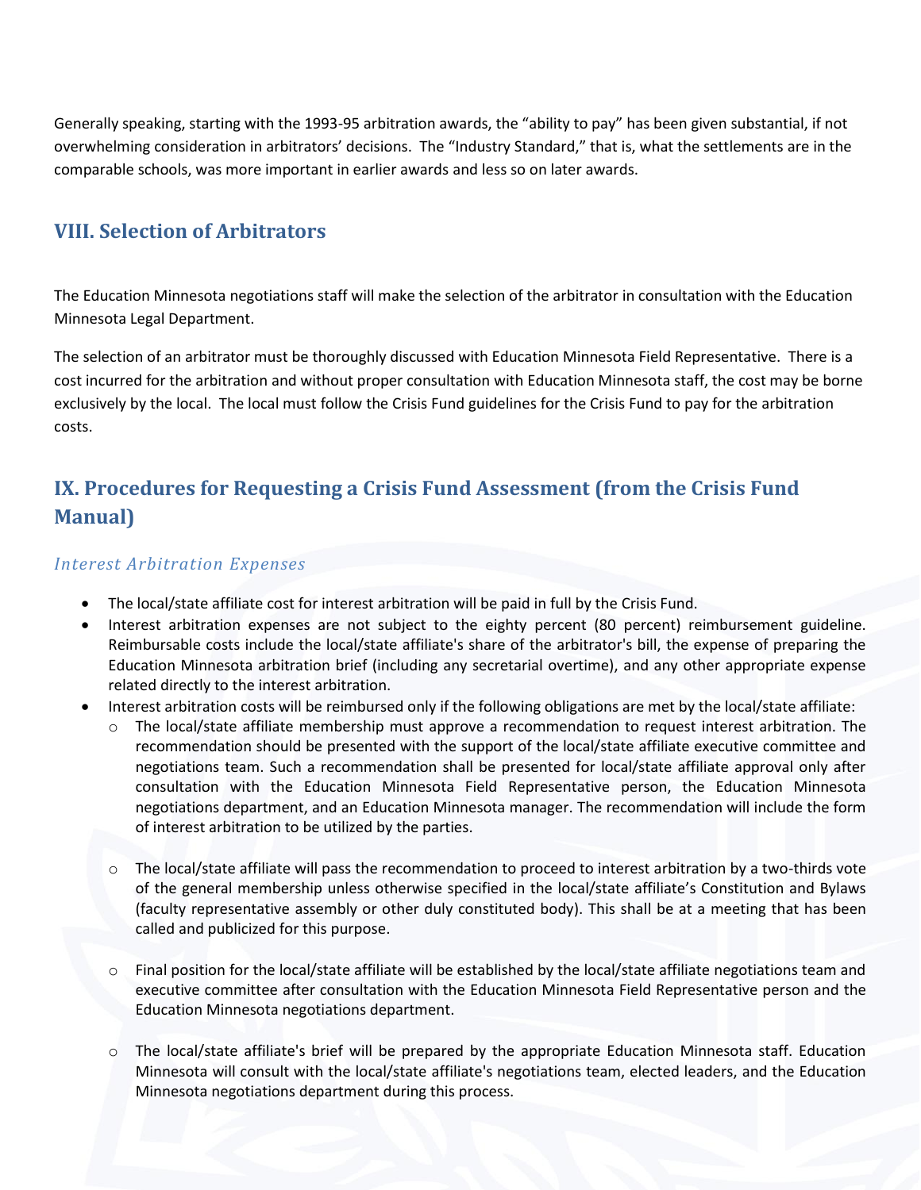Generally speaking, starting with the 1993-95 arbitration awards, the “ability to pay” has been given substantial, if not overwhelming consideration in arbitrators’ decisions. The “Industry Standard,” that is, what the settlements are in the comparable schools, was more important in earlier awards and less so on later awards.

## VIII. Selection of Arbitrators

The Education Minnesota negotiations staff will make the selection of the arbitrator in consultation with the Education Minnesota Legal Department.

The selection of an arbitrator must be thoroughly discussed with Education Minnesota Field Representative. There is a cost incurred for the arbitration and without proper consultation with Education Minnesota staff, the cost may be borne exclusively by the local. The local must follow the Crisis Fund guidelines for the Crisis Fund to pay for the arbitration costs.

## IX. Procedures for Requesting a Crisis Fund Assessment (from the Crisis Fund Manual)

### *Interest Arbitration Expenses*

- The local/state affiliate cost for interest arbitration will be paid in full by the Crisis Fund.
- Interest arbitration expenses are not subject to the eighty percent (80 percent) reimbursement guideline. Reimbursable costs include the local/state affiliate's share of the arbitrator's bill, the expense of preparing the Education Minnesota arbitration brief (including any secretarial overtime), and any other appropriate expense related directly to the interest arbitration.
- Interest arbitration costs will be reimbursed only if the following obligations are met by the local/state affiliate:
  - The local/state affiliate membership must approve a recommendation to request interest arbitration. The recommendation should be presented with the support of the local/state affiliate executive committee and negotiations team. Such a recommendation shall be presented for local/state affiliate approval only after consultation with the Education Minnesota Field Representative person, the Education Minnesota negotiations department, and an Education Minnesota manager. The recommendation will include the form of interest arbitration to be utilized by the parties.
  - The local/state affiliate will pass the recommendation to proceed to interest arbitration by a two-thirds vote of the general membership unless otherwise specified in the local/state affiliate’s Constitution and Bylaws (faculty representative assembly or other duly constituted body). This shall be at a meeting that has been called and publicized for this purpose.
  - Final position for the local/state affiliate will be established by the local/state affiliate negotiations team and executive committee after consultation with the Education Minnesota Field Representative person and the Education Minnesota negotiations department.
  - The local/state affiliate's brief will be prepared by the appropriate Education Minnesota staff. Education Minnesota will consult with the local/state affiliate's negotiations team, elected leaders, and the Education Minnesota negotiations department during this process.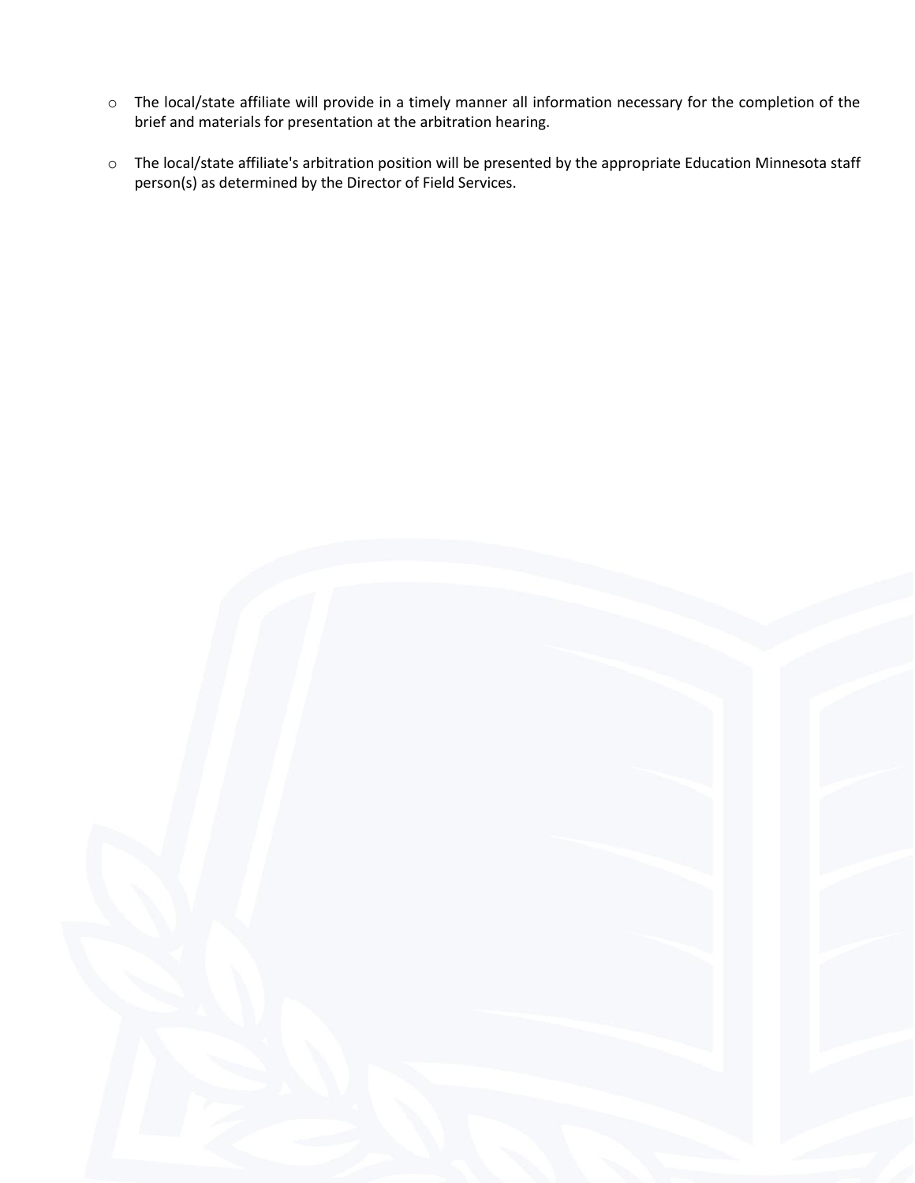- The local/state affiliate will provide in a timely manner all information necessary for the completion of the brief and materials for presentation at the arbitration hearing.

- The local/state affiliate's arbitration position will be presented by the appropriate Education Minnesota staff person(s) as determined by the Director of Field Services.